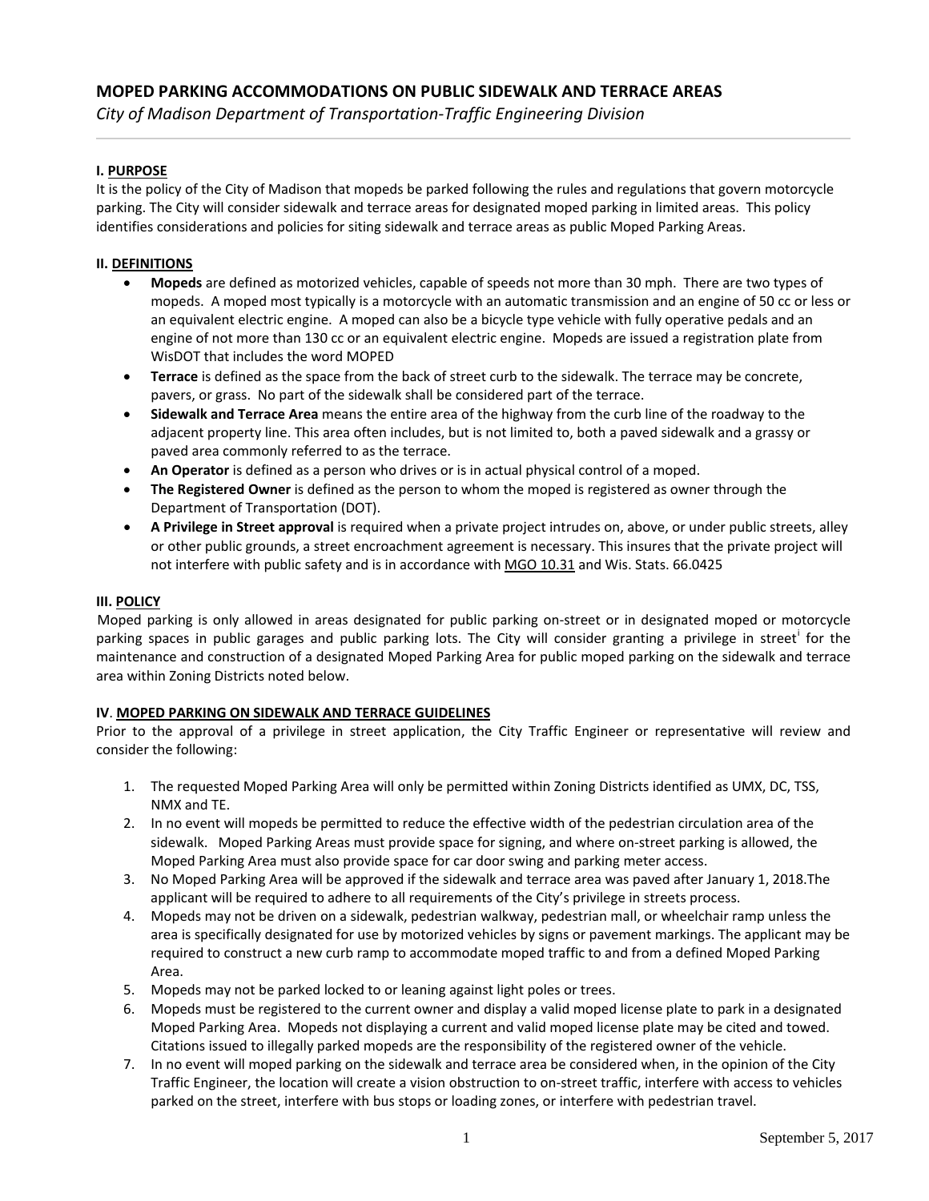# MOPED PARKING ACCOMMODATIONS ON PUBLIC SIDEWALK AND TERRACE AREAS

*City of Madison Department of Transportation-Traffic Engineering Division*

---

**I. PURPOSE**

It is the policy of the City of Madison that mopeds be parked following the rules and regulations that govern motorcycle parking. The City will consider sidewalk and terrace areas for designated moped parking in limited areas. This policy identifies considerations and policies for siting sidewalk and terrace areas as public Moped Parking Areas.

**II. DEFINITIONS**

- **Mopeds** are defined as motorized vehicles, capable of speeds not more than 30 mph. There are two types of mopeds. A moped most typically is a motorcycle with an automatic transmission and an engine of 50 cc or less or an equivalent electric engine. A moped can also be a bicycle type vehicle with fully operative pedals and an engine of not more than 130 cc or an equivalent electric engine. Mopeds are issued a registration plate from WisDOT that includes the word MOPED
- **Terrace** is defined as the space from the back of street curb to the sidewalk. The terrace may be concrete, pavers, or grass. No part of the sidewalk shall be considered part of the terrace.
- **Sidewalk and Terrace Area** means the entire area of the highway from the curb line of the roadway to the adjacent property line. This area often includes, but is not limited to, both a paved sidewalk and a grassy or paved area commonly referred to as the terrace.
- **An Operator** is defined as a person who drives or is in actual physical control of a moped.
- **The Registered Owner** is defined as the person to whom the moped is registered as owner through the Department of Transportation (DOT).
- **A Privilege in Street approval** is required when a private project intrudes on, above, or under public streets, alley or other public grounds, a street encroachment agreement is necessary. This insures that the private project will not interfere with public safety and is in accordance with MGO 10.31 and Wis. Stats. 66.0425

**III. POLICY**

Moped parking is only allowed in areas designated for public parking on-street or in designated moped or motorcycle parking spaces in public garages and public parking lots. The City will consider granting a privilege in street[i] for the maintenance and construction of a designated Moped Parking Area for public moped parking on the sidewalk and terrace area within Zoning Districts noted below.

**IV. MOPED PARKING ON SIDEWALK AND TERRACE GUIDELINES**

Prior to the approval of a privilege in street application, the City Traffic Engineer or representative will review and consider the following:

1. The requested Moped Parking Area will only be permitted within Zoning Districts identified as UMX, DC, TSS, NMX and TE.
2. In no event will mopeds be permitted to reduce the effective width of the pedestrian circulation area of the sidewalk. Moped Parking Areas must provide space for signing, and where on-street parking is allowed, the Moped Parking Area must also provide space for car door swing and parking meter access.
3. No Moped Parking Area will be approved if the sidewalk and terrace area was paved after January 1, 2018.The applicant will be required to adhere to all requirements of the City's privilege in streets process.
4. Mopeds may not be driven on a sidewalk, pedestrian walkway, pedestrian mall, or wheelchair ramp unless the area is specifically designated for use by motorized vehicles by signs or pavement markings. The applicant may be required to construct a new curb ramp to accommodate moped traffic to and from a defined Moped Parking Area.
5. Mopeds may not be parked locked to or leaning against light poles or trees.
6. Mopeds must be registered to the current owner and display a valid moped license plate to park in a designated Moped Parking Area. Mopeds not displaying a current and valid moped license plate may be cited and towed. Citations issued to illegally parked mopeds are the responsibility of the registered owner of the vehicle.
7. In no event will moped parking on the sidewalk and terrace area be considered when, in the opinion of the City Traffic Engineer, the location will create a vision obstruction to on-street traffic, interfere with access to vehicles parked on the street, interfere with bus stops or loading zones, or interfere with pedestrian travel.

September 5, 2017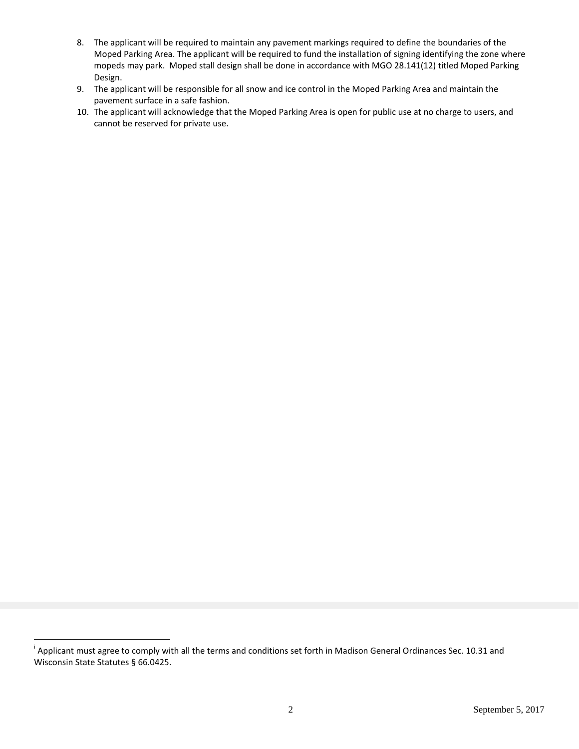8. The applicant will be required to maintain any pavement markings required to define the boundaries of the Moped Parking Area. The applicant will be required to fund the installation of signing identifying the zone where mopeds may park. Moped stall design shall be done in accordance with MGO 28.141(12) titled Moped Parking Design.
9. The applicant will be responsible for all snow and ice control in the Moped Parking Area and maintain the pavement surface in a safe fashion.
10. The applicant will acknowledge that the Moped Parking Area is open for public use at no charge to users, and cannot be reserved for private use.

---

[i] Applicant must agree to comply with all the terms and conditions set forth in Madison General Ordinances Sec. 10.31 and Wisconsin State Statutes § 66.0425.

September 5, 2017